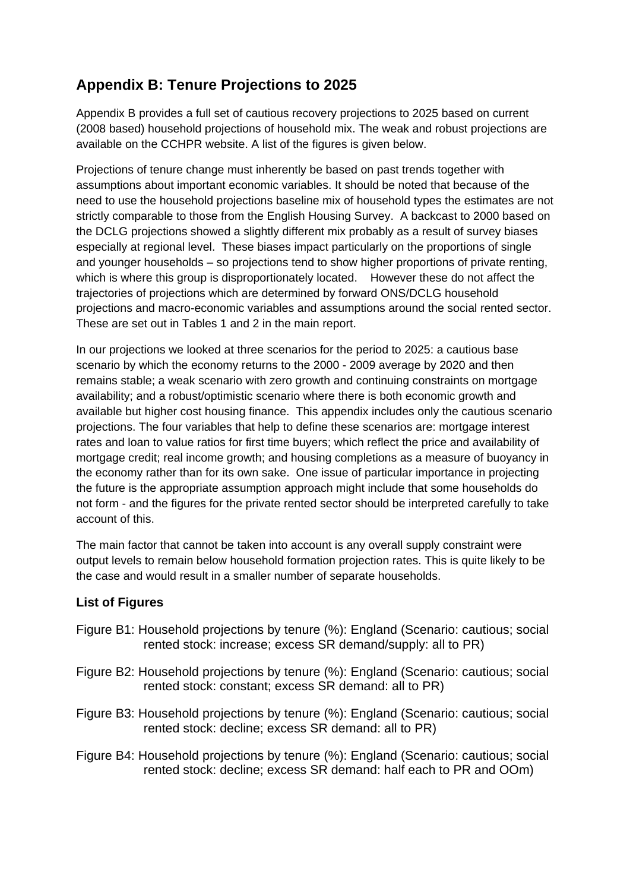## Appendix B: Tenure Projections to 2025

Appendix B provides a full set of cautious recovery projections to 2025 based on current (2008 based) household projections of household mix. The weak and robust projections are available on the CCHPR website. A list of the figures is given below.

Projections of tenure change must inherently be based on past trends together with assumptions about important economic variables. It should be noted that because of the need to use the household projections baseline mix of household types the estimates are not strictly comparable to those from the English Housing Survey. A backcast to 2000 based on the DCLG projections showed a slightly different mix probably as a result of survey biases especially at regional level. These biases impact particularly on the proportions of single and younger households – so projections tend to show higher proportions of private renting, which is where this group is disproportionately located. However these do not affect the trajectories of projections which are determined by forward ONS/DCLG household projections and macro-economic variables and assumptions around the social rented sector. These are set out in Tables 1 and 2 in the main report.

In our projections we looked at three scenarios for the period to 2025: a cautious base scenario by which the economy returns to the 2000 - 2009 average by 2020 and then remains stable; a weak scenario with zero growth and continuing constraints on mortgage availability; and a robust/optimistic scenario where there is both economic growth and available but higher cost housing finance. This appendix includes only the cautious scenario projections. The four variables that help to define these scenarios are: mortgage interest rates and loan to value ratios for first time buyers; which reflect the price and availability of mortgage credit; real income growth; and housing completions as a measure of buoyancy in the economy rather than for its own sake. One issue of particular importance in projecting the future is the appropriate assumption approach might include that some households do not form - and the figures for the private rented sector should be interpreted carefully to take account of this.

The main factor that cannot be taken into account is any overall supply constraint were output levels to remain below household formation projection rates. This is quite likely to be the case and would result in a smaller number of separate households.

### List of Figures

Figure B1: Household projections by tenure (%): England (Scenario: cautious; social rented stock: increase; excess SR demand/supply: all to PR)

Figure B2: Household projections by tenure (%): England (Scenario: cautious; social rented stock: constant; excess SR demand: all to PR)

Figure B3: Household projections by tenure (%): England (Scenario: cautious; social rented stock: decline; excess SR demand: all to PR)

Figure B4: Household projections by tenure (%): England (Scenario: cautious; social rented stock: decline; excess SR demand: half each to PR and OOm)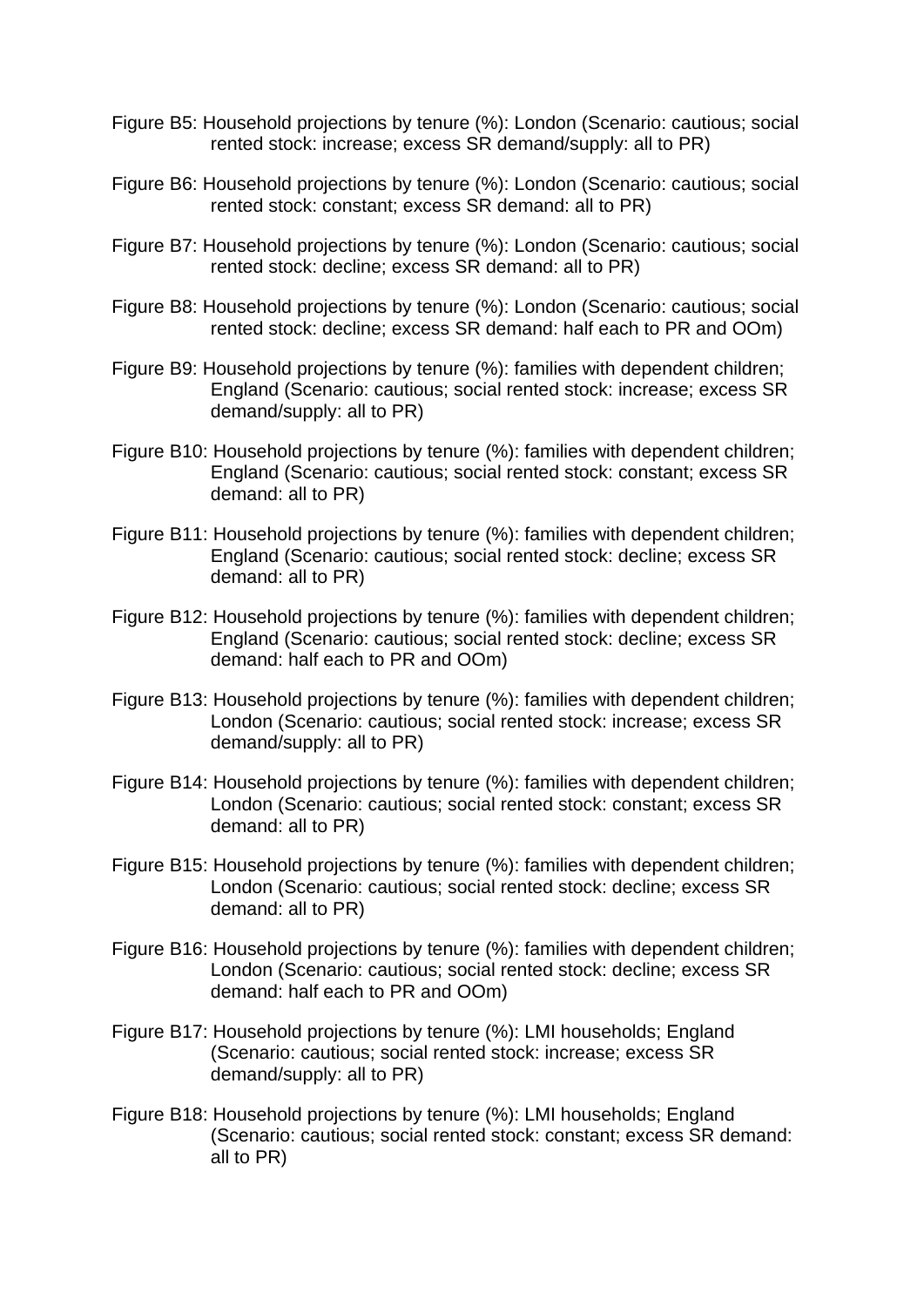Figure B5: Household projections by tenure (%): London (Scenario: cautious; social rented stock: increase; excess SR demand/supply: all to PR)

Figure B6: Household projections by tenure (%): London (Scenario: cautious; social rented stock: constant; excess SR demand: all to PR)

Figure B7: Household projections by tenure (%): London (Scenario: cautious; social rented stock: decline; excess SR demand: all to PR)

Figure B8: Household projections by tenure (%): London (Scenario: cautious; social rented stock: decline; excess SR demand: half each to PR and OOm)

Figure B9: Household projections by tenure (%): families with dependent children; England (Scenario: cautious; social rented stock: increase; excess SR demand/supply: all to PR)

Figure B10: Household projections by tenure (%): families with dependent children; England (Scenario: cautious; social rented stock: constant; excess SR demand: all to PR)

Figure B11: Household projections by tenure (%): families with dependent children; England (Scenario: cautious; social rented stock: decline; excess SR demand: all to PR)

Figure B12: Household projections by tenure (%): families with dependent children; England (Scenario: cautious; social rented stock: decline; excess SR demand: half each to PR and OOm)

Figure B13: Household projections by tenure (%): families with dependent children; London (Scenario: cautious; social rented stock: increase; excess SR demand/supply: all to PR)

Figure B14: Household projections by tenure (%): families with dependent children; London (Scenario: cautious; social rented stock: constant; excess SR demand: all to PR)

Figure B15: Household projections by tenure (%): families with dependent children; London (Scenario: cautious; social rented stock: decline; excess SR demand: all to PR)

Figure B16: Household projections by tenure (%): families with dependent children; London (Scenario: cautious; social rented stock: decline; excess SR demand: half each to PR and OOm)

Figure B17: Household projections by tenure (%): LMI households; England (Scenario: cautious; social rented stock: increase; excess SR demand/supply: all to PR)

Figure B18: Household projections by tenure (%): LMI households; England (Scenario: cautious; social rented stock: constant; excess SR demand: all to PR)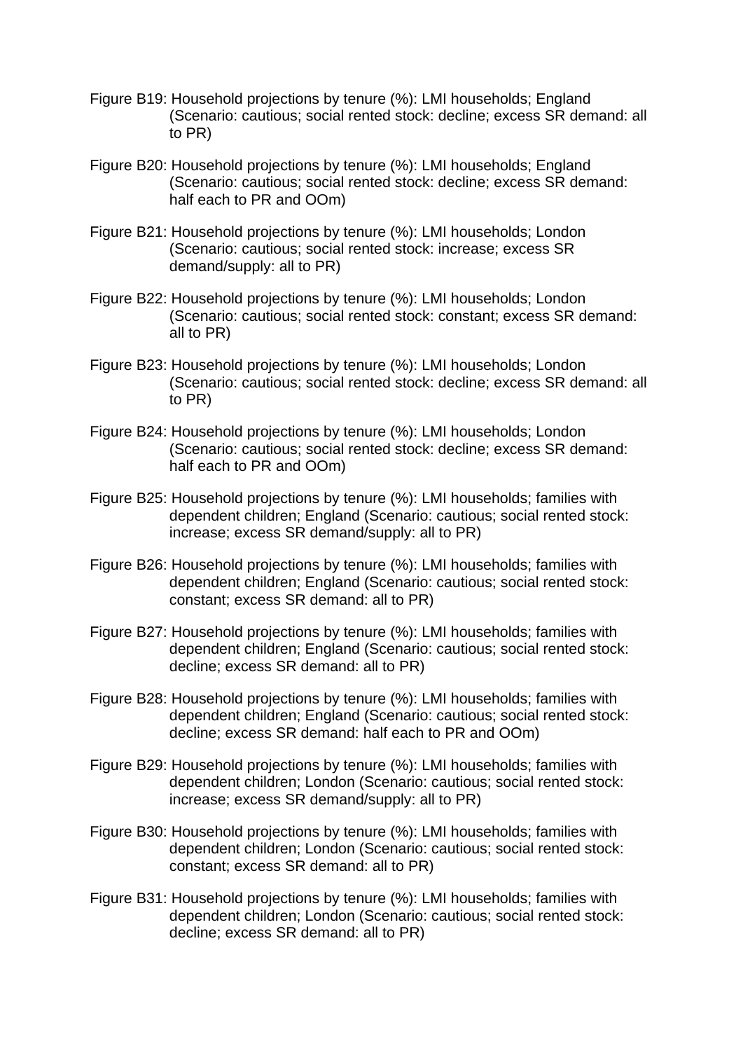Figure B19: Household projections by tenure (%): LMI households; England (Scenario: cautious; social rented stock: decline; excess SR demand: all to PR)

Figure B20: Household projections by tenure (%): LMI households; England (Scenario: cautious; social rented stock: decline; excess SR demand: half each to PR and OOm)

Figure B21: Household projections by tenure (%): LMI households; London (Scenario: cautious; social rented stock: increase; excess SR demand/supply: all to PR)

Figure B22: Household projections by tenure (%): LMI households; London (Scenario: cautious; social rented stock: constant; excess SR demand: all to PR)

Figure B23: Household projections by tenure (%): LMI households; London (Scenario: cautious; social rented stock: decline; excess SR demand: all to PR)

Figure B24: Household projections by tenure (%): LMI households; London (Scenario: cautious; social rented stock: decline; excess SR demand: half each to PR and OOm)

Figure B25: Household projections by tenure (%): LMI households; families with dependent children; England (Scenario: cautious; social rented stock: increase; excess SR demand/supply: all to PR)

Figure B26: Household projections by tenure (%): LMI households; families with dependent children; England (Scenario: cautious; social rented stock: constant; excess SR demand: all to PR)

Figure B27: Household projections by tenure (%): LMI households; families with dependent children; England (Scenario: cautious; social rented stock: decline; excess SR demand: all to PR)

Figure B28: Household projections by tenure (%): LMI households; families with dependent children; England (Scenario: cautious; social rented stock: decline; excess SR demand: half each to PR and OOm)

Figure B29: Household projections by tenure (%): LMI households; families with dependent children; London (Scenario: cautious; social rented stock: increase; excess SR demand/supply: all to PR)

Figure B30: Household projections by tenure (%): LMI households; families with dependent children; London (Scenario: cautious; social rented stock: constant; excess SR demand: all to PR)

Figure B31: Household projections by tenure (%): LMI households; families with dependent children; London (Scenario: cautious; social rented stock: decline; excess SR demand: all to PR)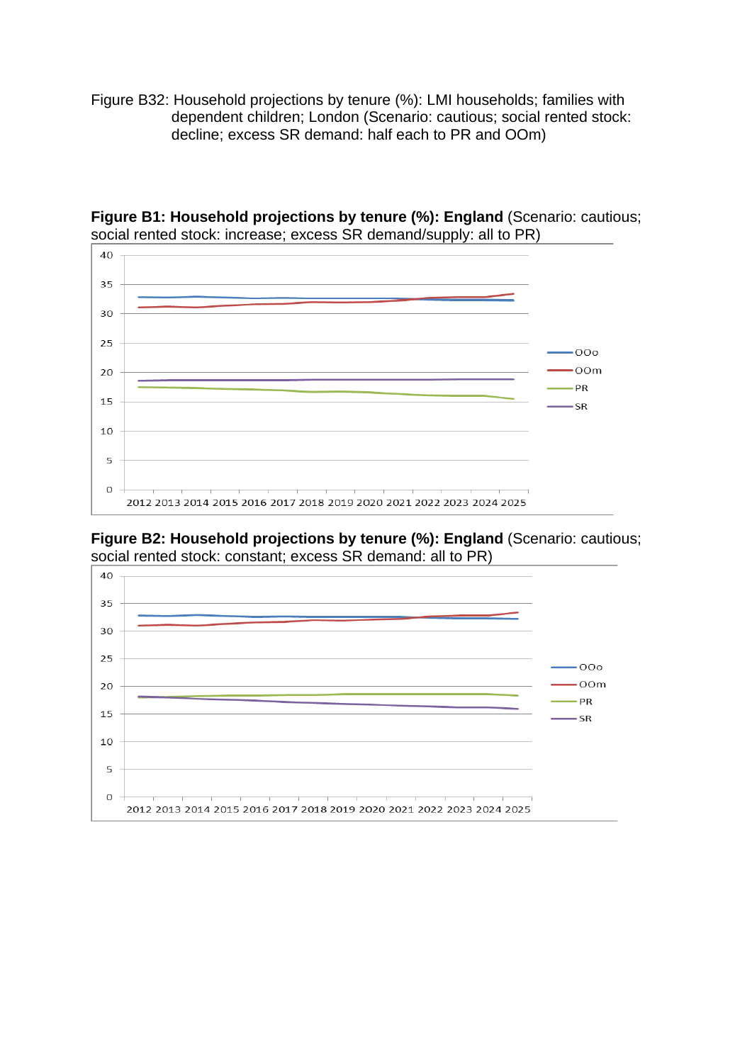Figure B32: Household projections by tenure (%): LMI households; families with dependent children; London (Scenario: cautious; social rented stock: decline; excess SR demand: half each to PR and OOm)

**Figure B1: Household projections by tenure (%): England** (Scenario: cautious; social rented stock: increase; excess SR demand/supply: all to PR)

**Figure B2: Household projections by tenure (%): England** (Scenario: cautious; social rented stock: constant; excess SR demand: all to PR)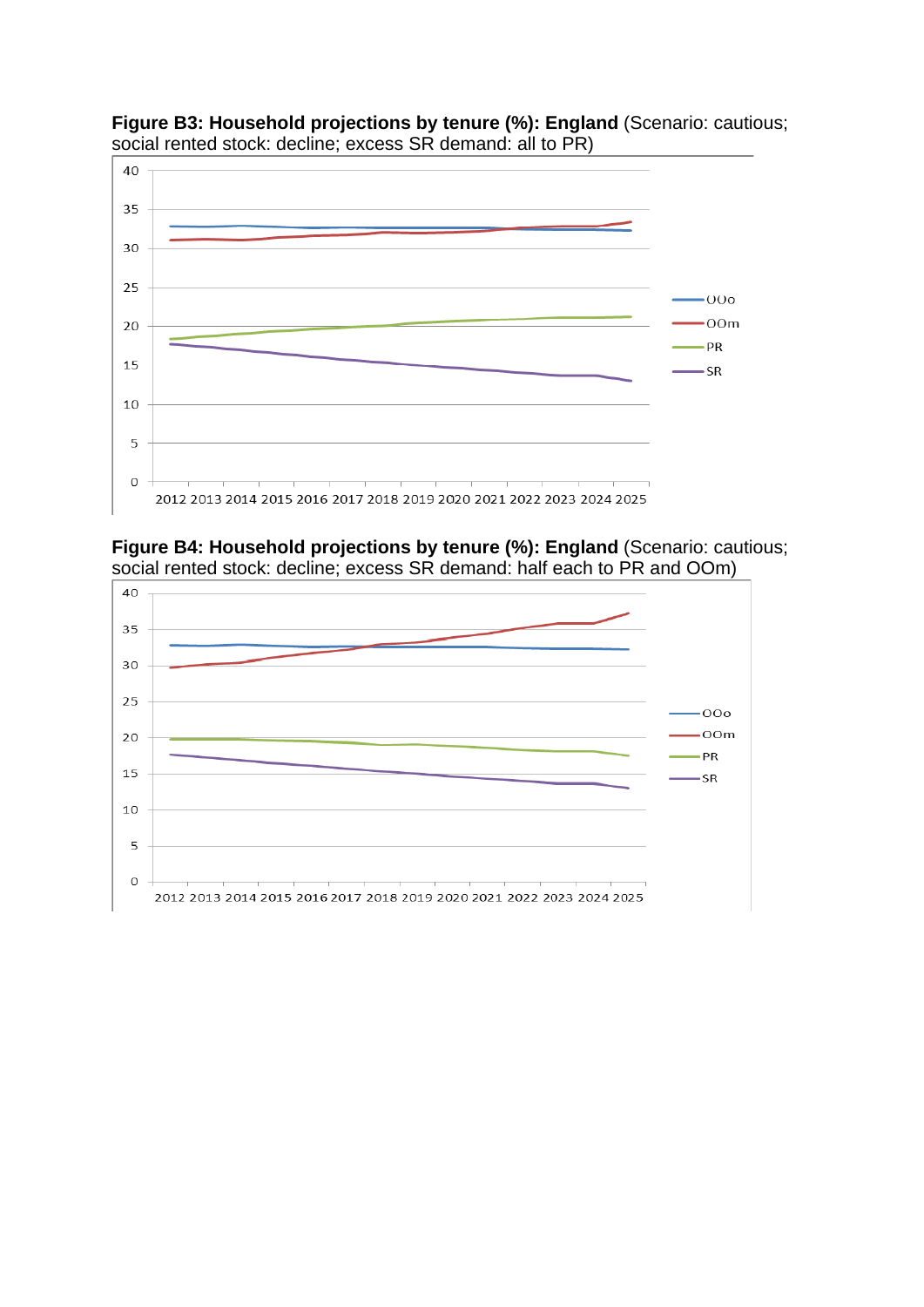**Figure B3: Household projections by tenure (%): England** (Scenario: cautious; social rented stock: decline; excess SR demand: all to PR)

**Figure B4: Household projections by tenure (%): England** (Scenario: cautious; social rented stock: decline; excess SR demand: half each to PR and OOm)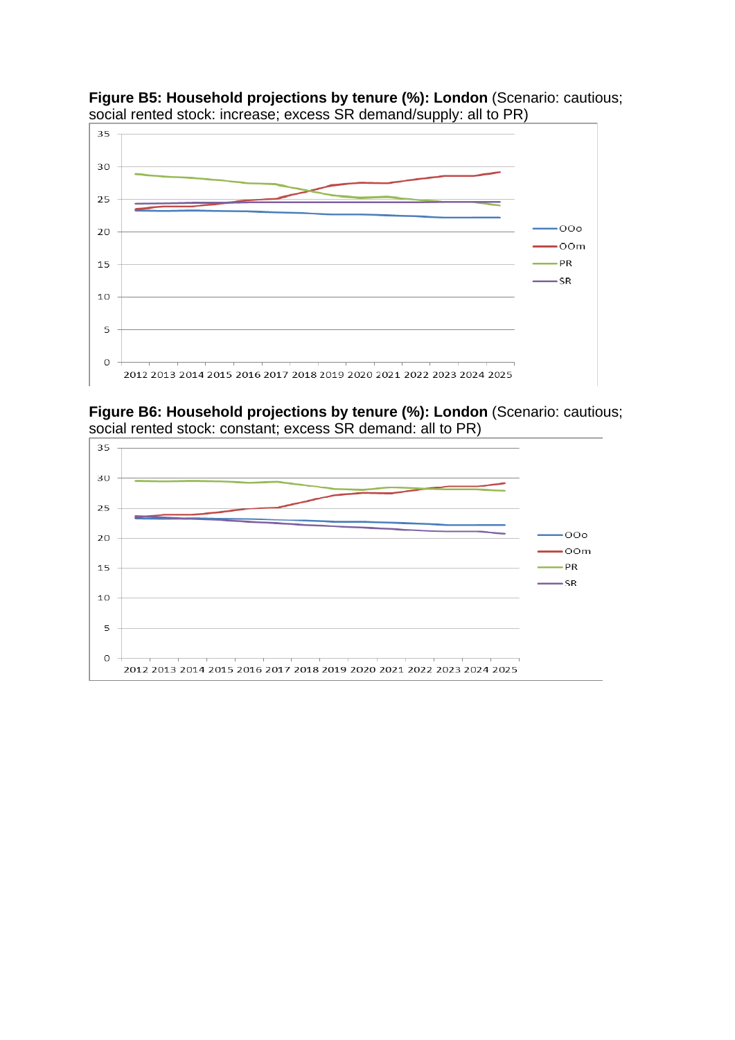**Figure B5: Household projections by tenure (%): London** (Scenario: cautious; social rented stock: increase; excess SR demand/supply: all to PR)

**Figure B6: Household projections by tenure (%): London** (Scenario: cautious; social rented stock: constant; excess SR demand: all to PR)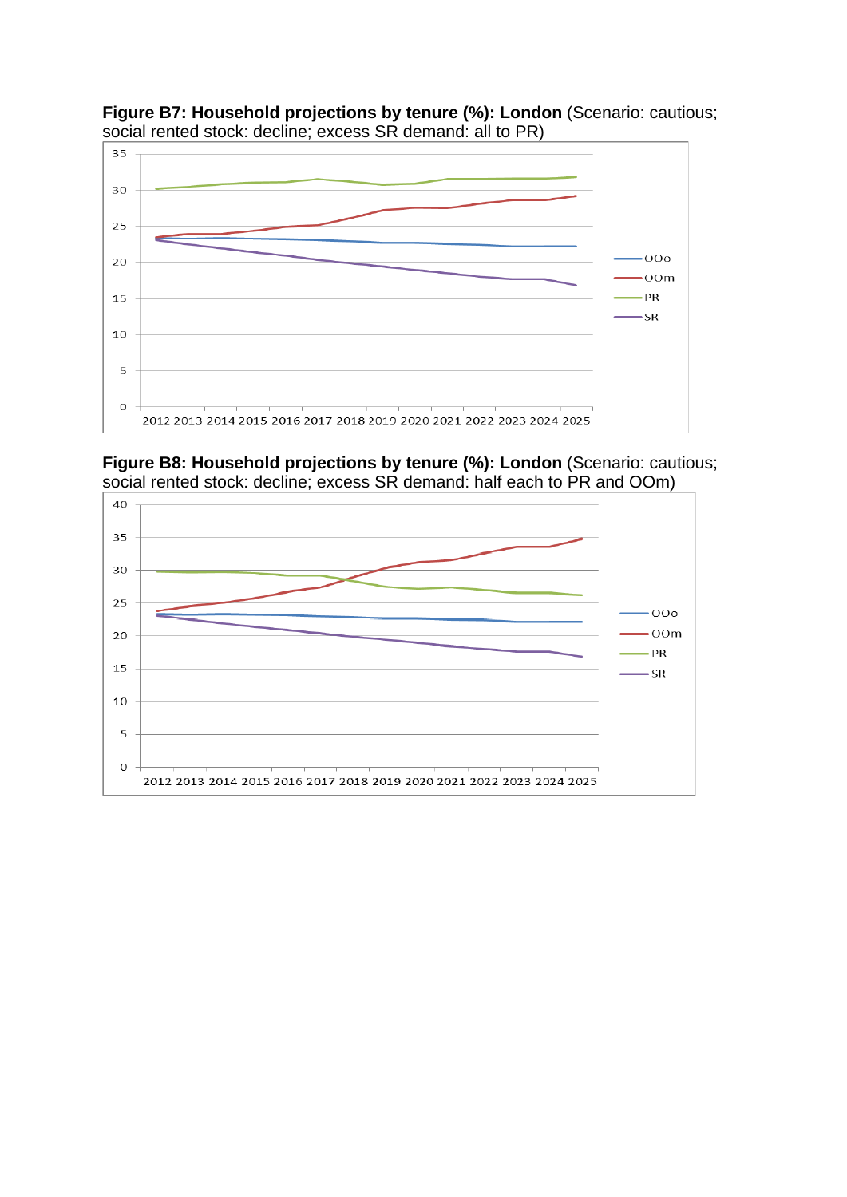**Figure B7: Household projections by tenure (%): London** (Scenario: cautious; social rented stock: decline; excess SR demand: all to PR)

**Figure B8: Household projections by tenure (%): London** (Scenario: cautious; social rented stock: decline; excess SR demand: half each to PR and OOm)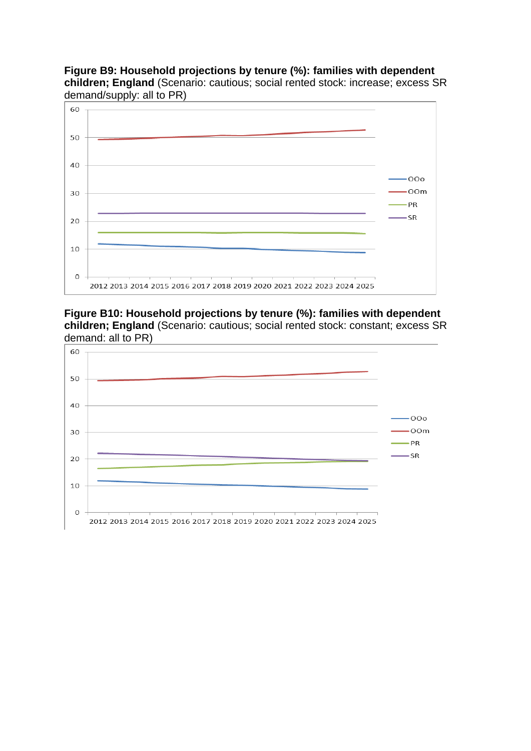**Figure B9: Household projections by tense (%): families with dependent children; England** (Scenario: cautious; social rented stock: increase; excess SR demand/supply: all to PR)

**Figure B10: Household projections by tenure (%): families with dependent children; England** (Scenario: cautious; social rented stock: constant; excess SR demand: all to PR)

**Figure B9: Household projections by tenure (%): families with dependent children; England** (Scenario: cautious; social rented stock: increase; excess SR demand/supply: all to PR)

**Figure B10: Household projections by tenure (%): families with dependent children; England** (Scenario: cautious; social rented stock: constant; excess SR demand: all to PR)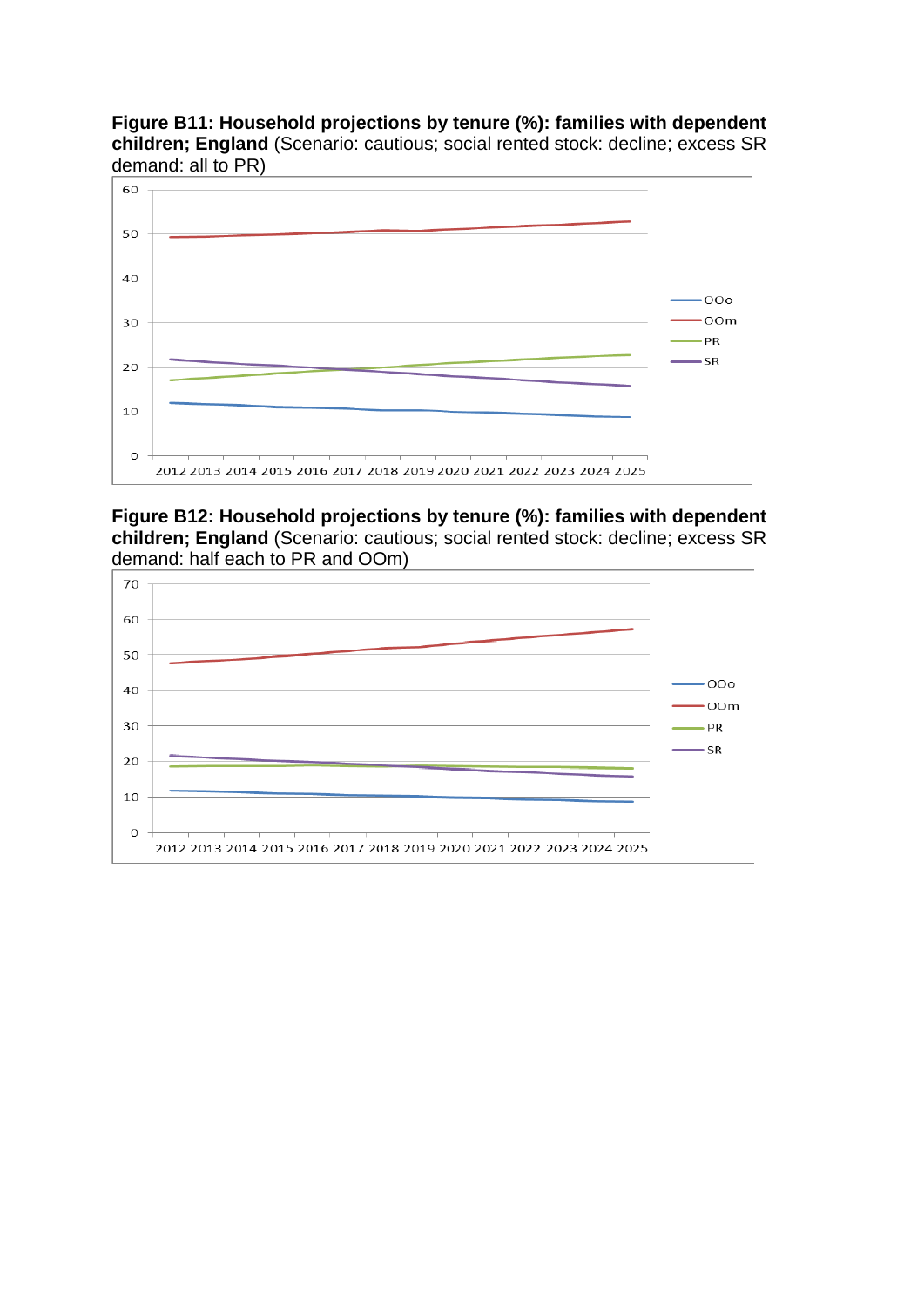**Figure B11: Household projections by tenure (%): families with dependent children; England** (Scenario: cautious; social rented stock: decline; excess SR demand: all to PR)

**Figure B12: Household projections by tenure (%): families with dependent children; England** (Scenario: cautious; social rented stock: decline; excess SR demand: half each to PR and OOm)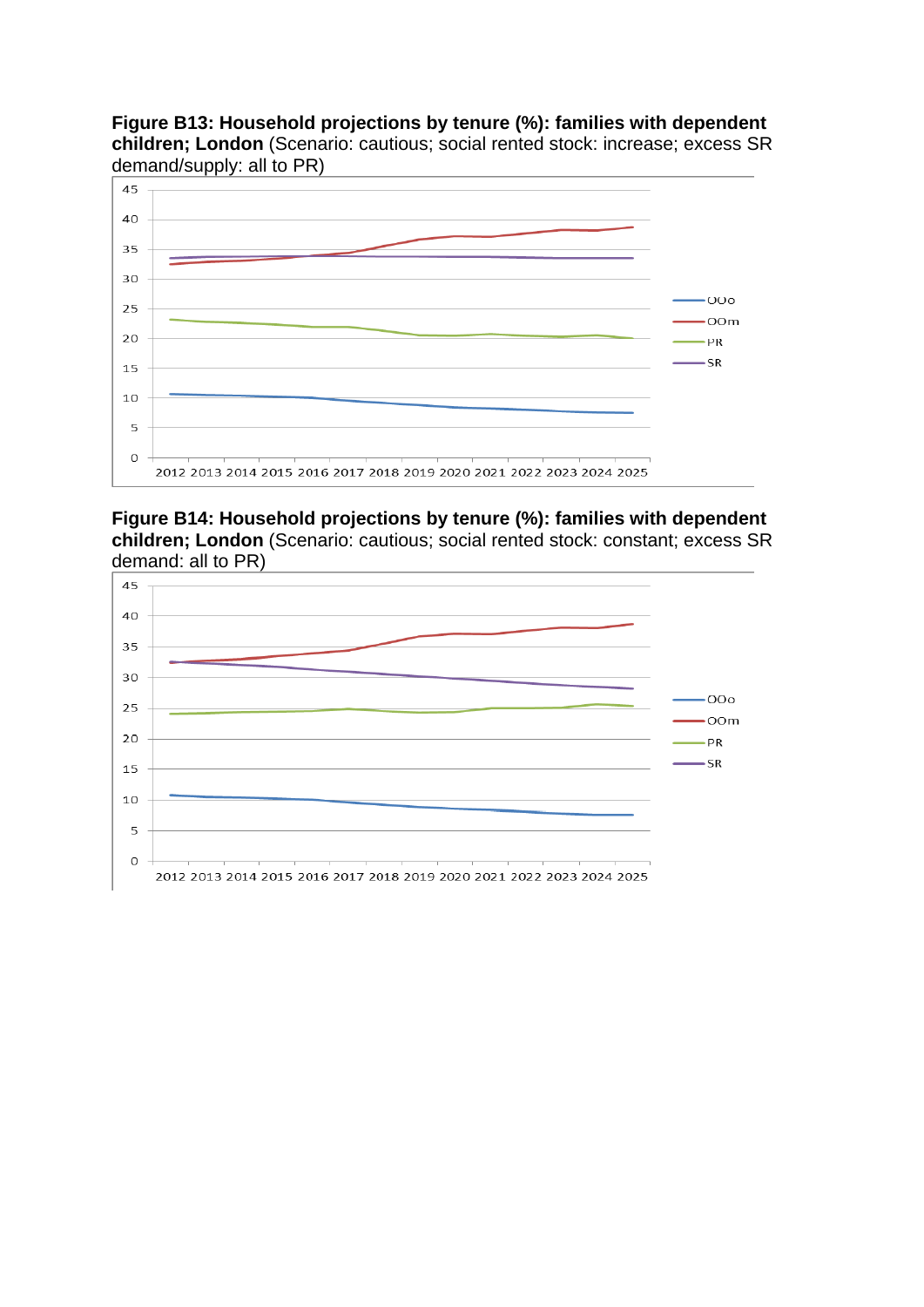**Figure B13: Household projections by tenure (%): families with dependent children; London** (Scenario: cautious; social rented stock: increase; excess SR demand/supply: all to PR)

**Figure B14: Household projections by tenure (%): families with dependent children; London** (Scenario: cautious; social rented stock: constant; excess SR demand: all to PR)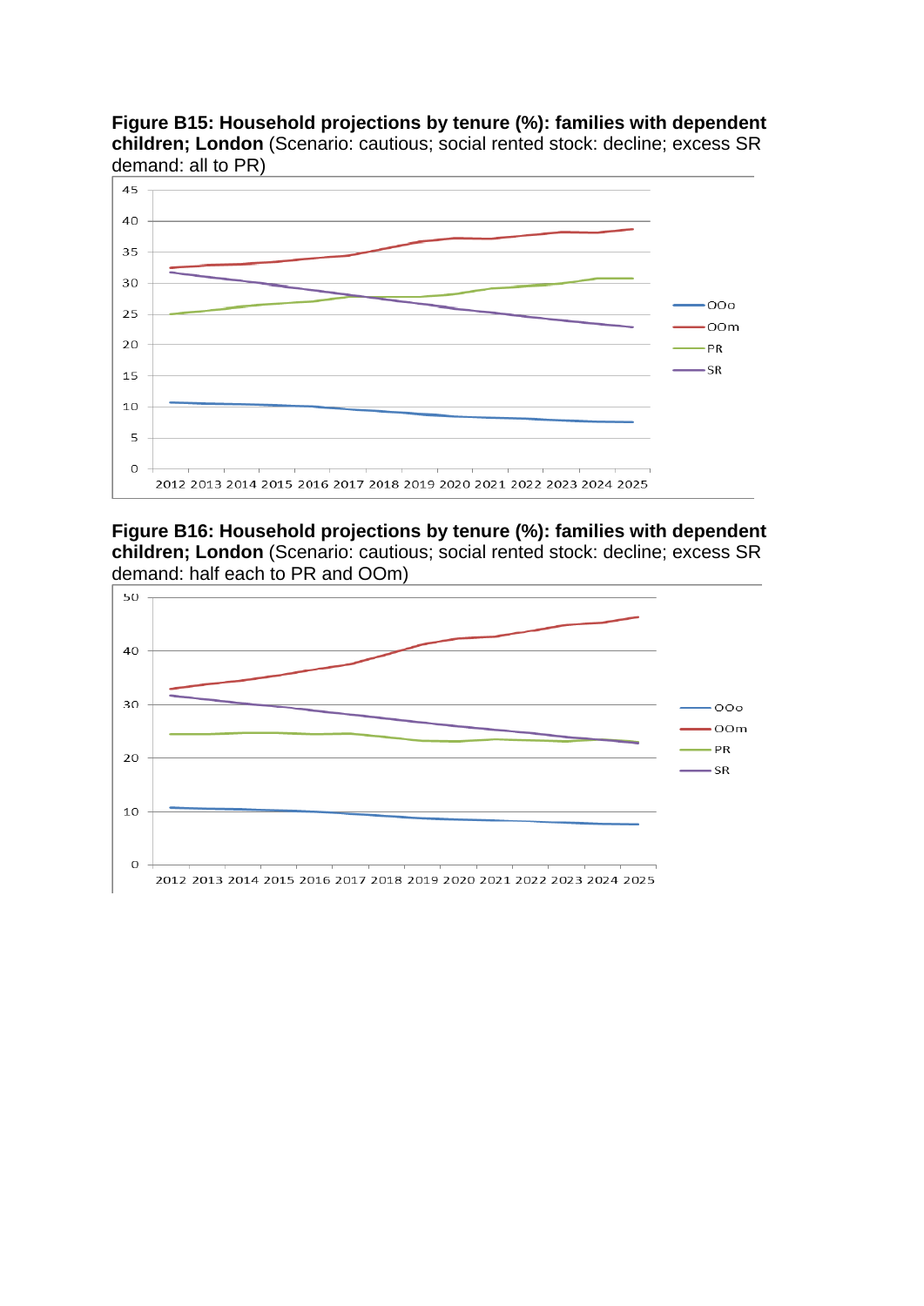**Figure B15: Household projections by tenure (%): families with dependent children; London** (Scenario: cautious; social rented stock: decline; excess SR demand: all to PR)

**Figure B16: Household projections by tenure (%): families with dependent children; London** (Scenario: cautious; social rented stock: decline; excess SR demand: half each to PR and OOm)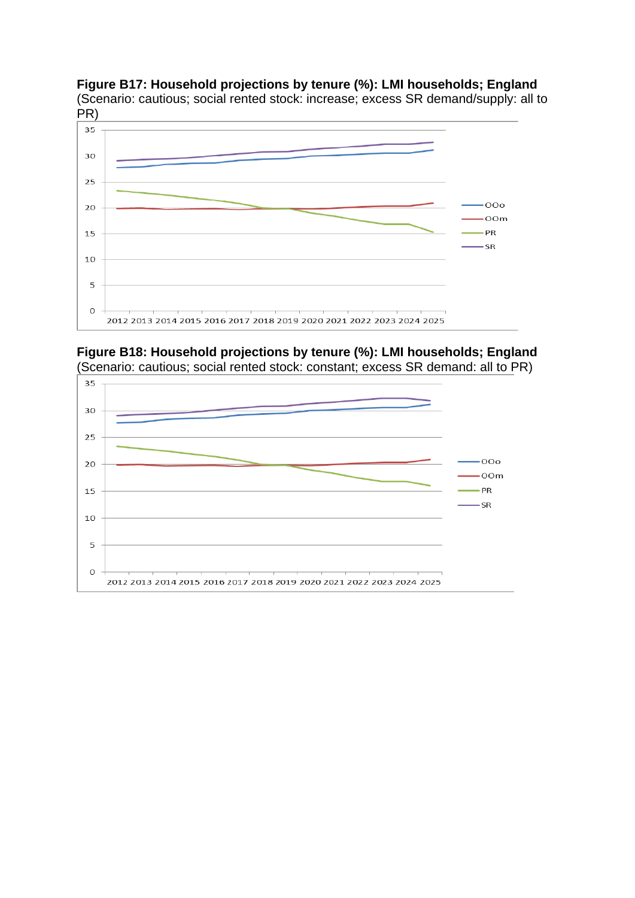**Figure B17: Household projections by tenure (%): LMI households; England**
(Scenario: cautious; social rented stock: increase; excess SR demand/supply: all to PR)

**Figure B18: Household projections by tenure (%): LMI households; England**
(Scenario: cautious; social rented stock: constant; excess SR demand: all to PR)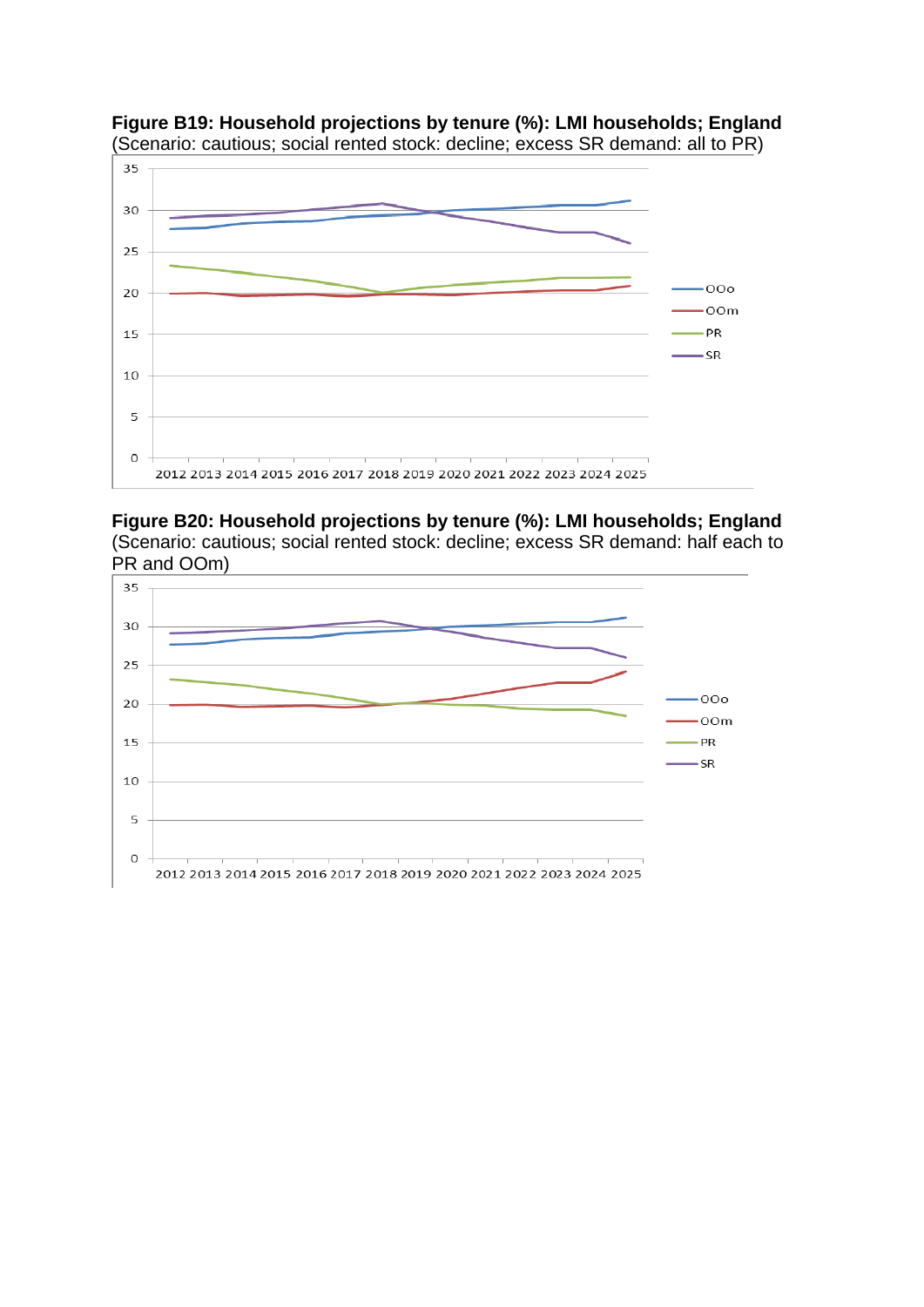**Figure B19: Household projections by tenure (%): LMI households; England**
(Scenario: cautious; social rented stock: decline; excess SR demand: all to PR)

**Figure B20: Household projections by tenure (%): LMI households; England**
(Scenario: cautious; social rented stock: decline; excess SR demand: half each to PR and OOm)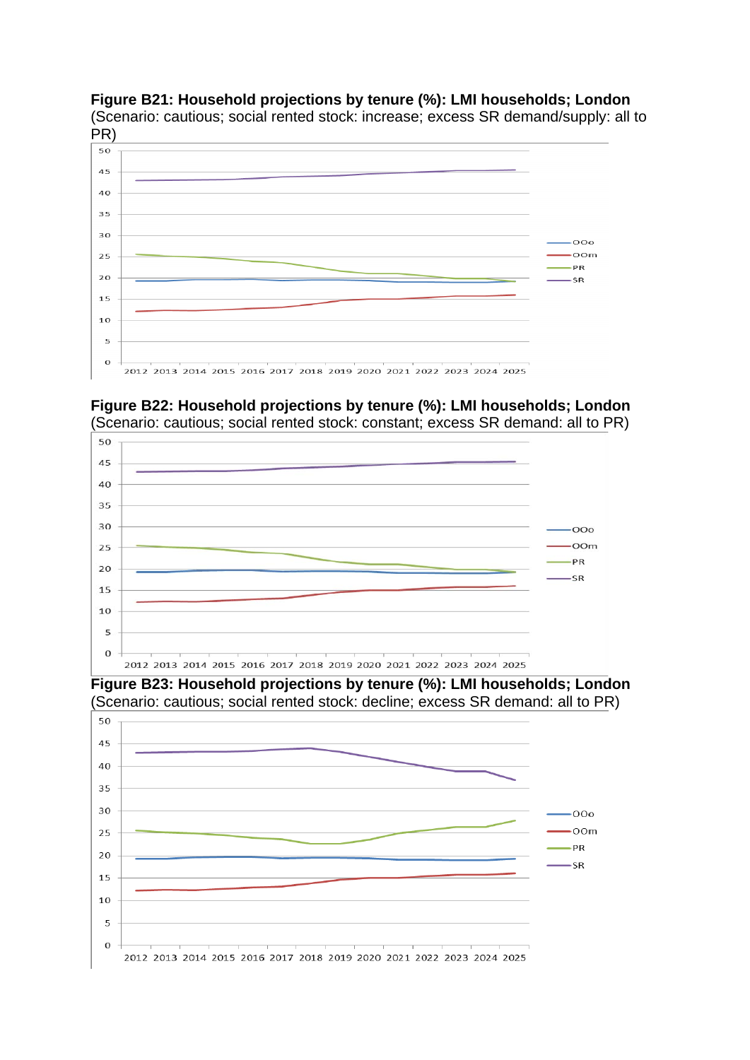**Figure B21: Household projections by tenure (%): LMI households; London**
(Scenario: cautious; social rented stock: increase; excess SR demand/supply: all to PR)

**Figure B22: Household projections by tenure (%): LMI households; London**
(Scenario: cautious; social rented stock: constant; excess SR demand: all to PR)

**Figure B23: Household projections by tenure (%): LMI households; London**
(Scenario: cautious; social rented stock: decline; excess SR demand: all to PR)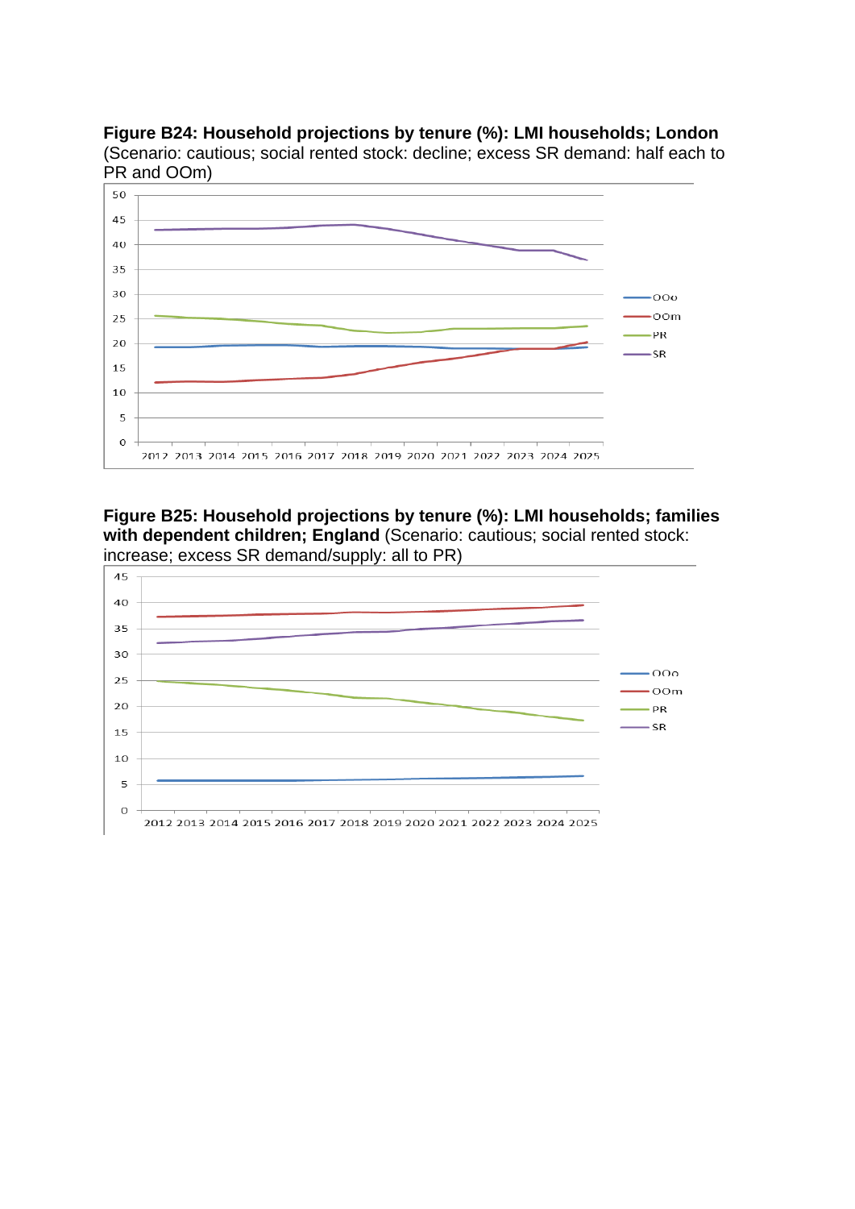**Figure B24: Household projections by tenure (%): LMI households; London** (Scenario: cautious; social rented stock: decline; excess SR demand: half each to PR and OOm)

**Figure B25: Household projections by tenure (%): LMI households; families with dependent children; England** (Scenario: cautious; social rented stock: increase; excess SR demand/supply: all to PR)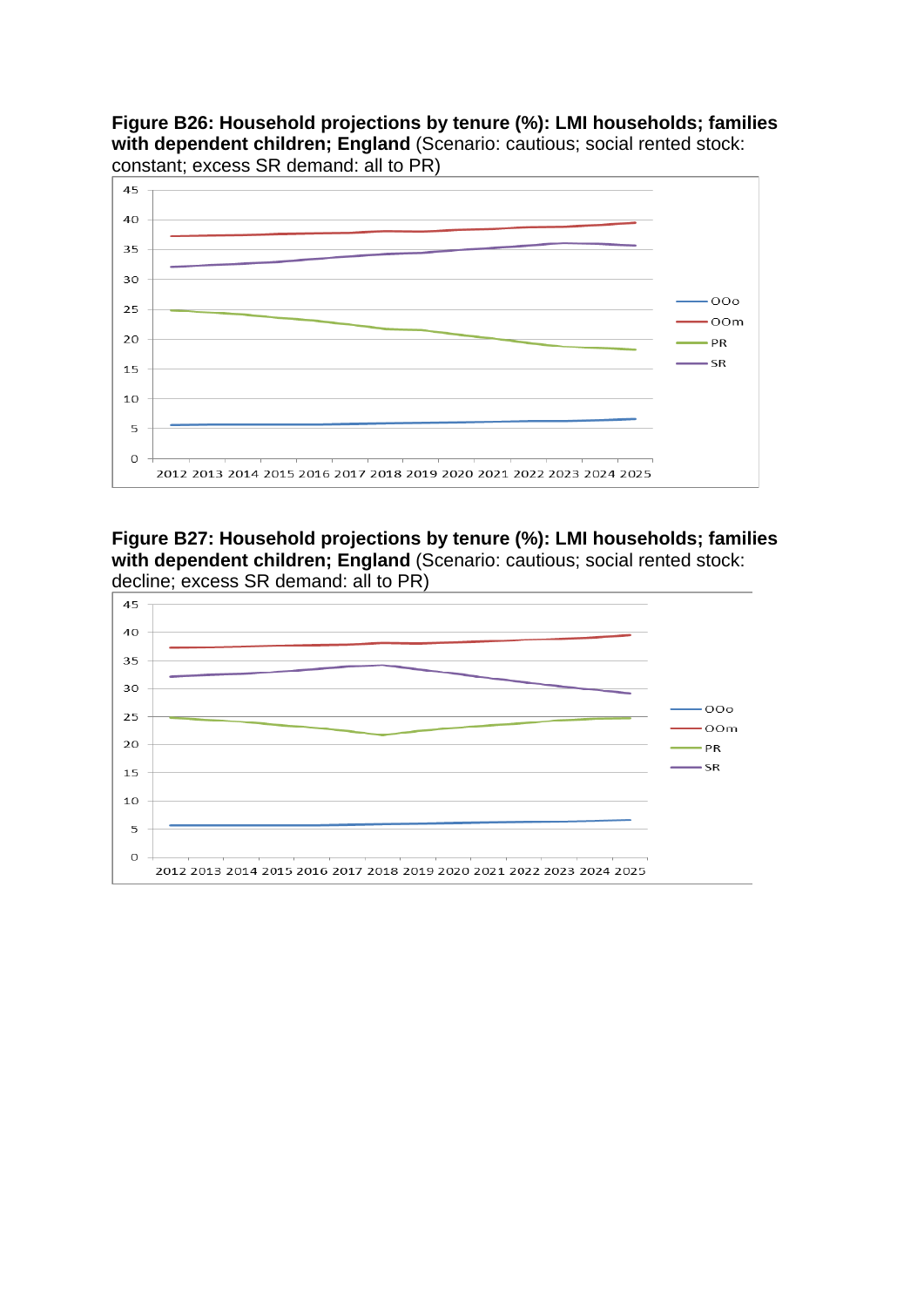**Figure B26: Household projections by tenure (%): LMI households; families with dependent children; England** (Scenario: cautious; social rented stock: constant; excess SR demand: all to PR)

**Figure B27: Household projections by tenure (%): LMI households; families with dependent children; England** (Scenario: cautious; social rented stock: decline; excess SR demand: all to PR)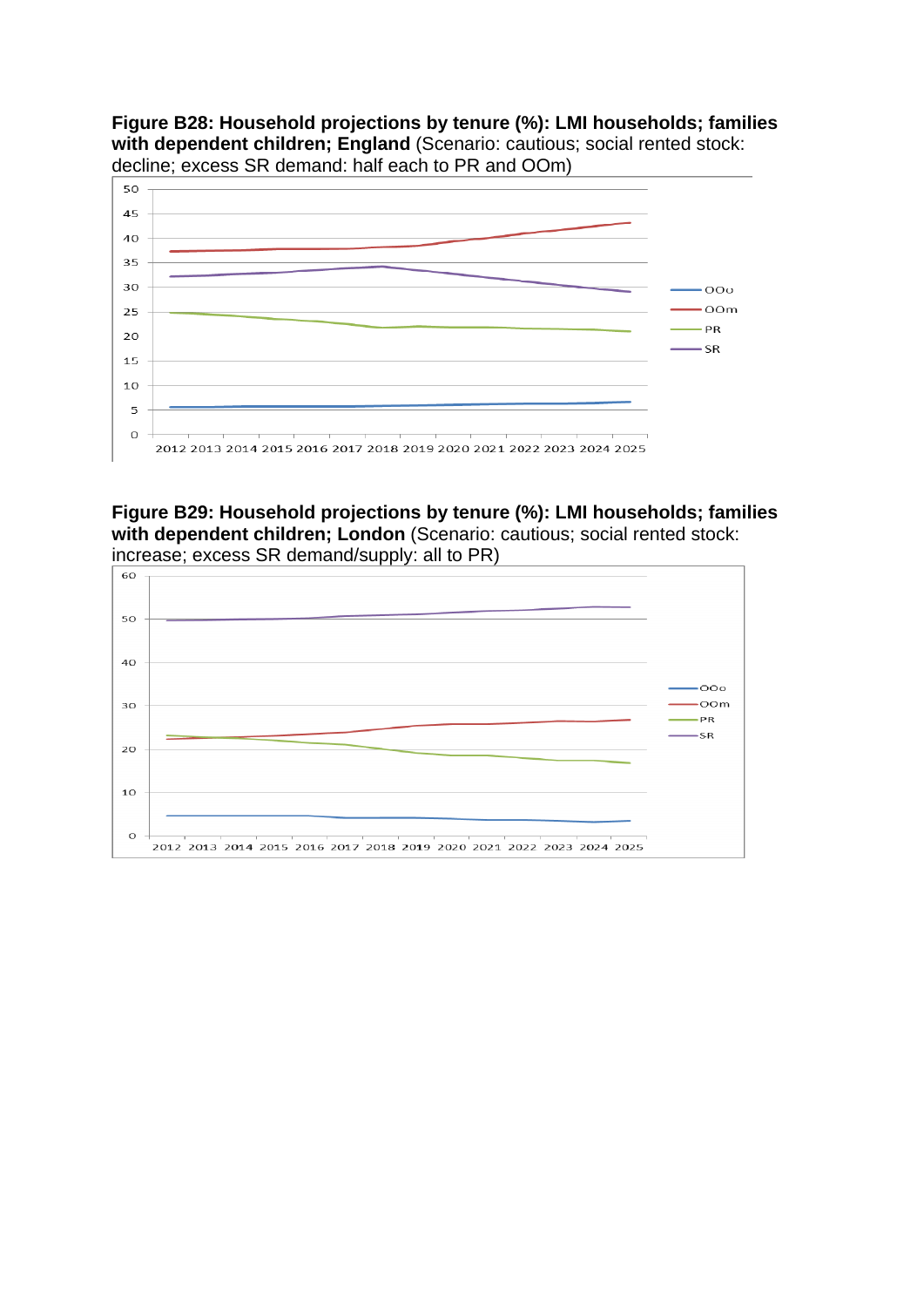**Figure B28: Household projections by tenure (%): LMI households; families with dependent children; England** (Scenario: cautious; social rented stock: decline; excess SR demand: half each to PR and OOm)

**Figure B29: Household projections by tenure (%): LMI households; families with dependent children; London** (Scenario: cautious; social rented stock: increase; excess SR demand/supply: all to PR)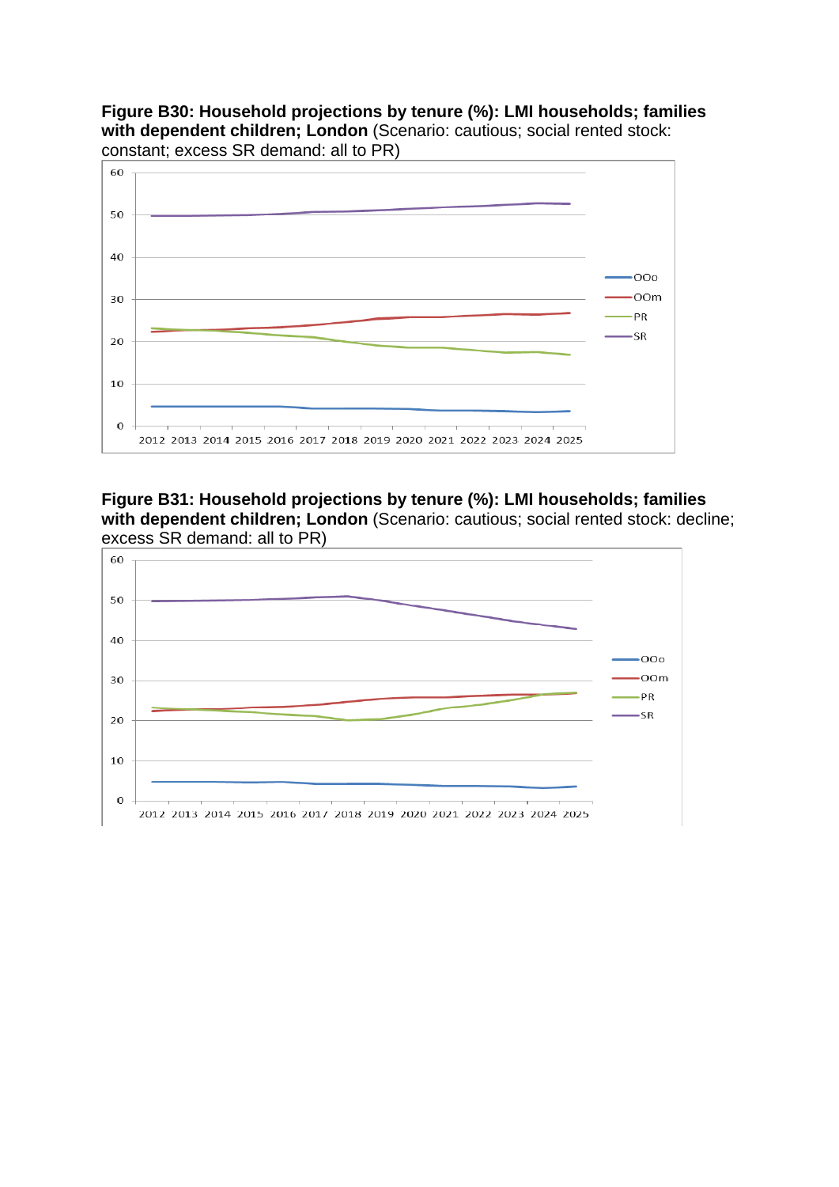**Figure B30: Household projections by tenure (%): LMI households; families with dependent children; London** (Scenario: cautious; social rented stock: constant; excess SR demand: all to PR)

**Figure B31: Household projections by tenure (%): LMI households; families with dependent children; London** (Scenario: cautious; social rented stock: decline; excess SR demand: all to PR)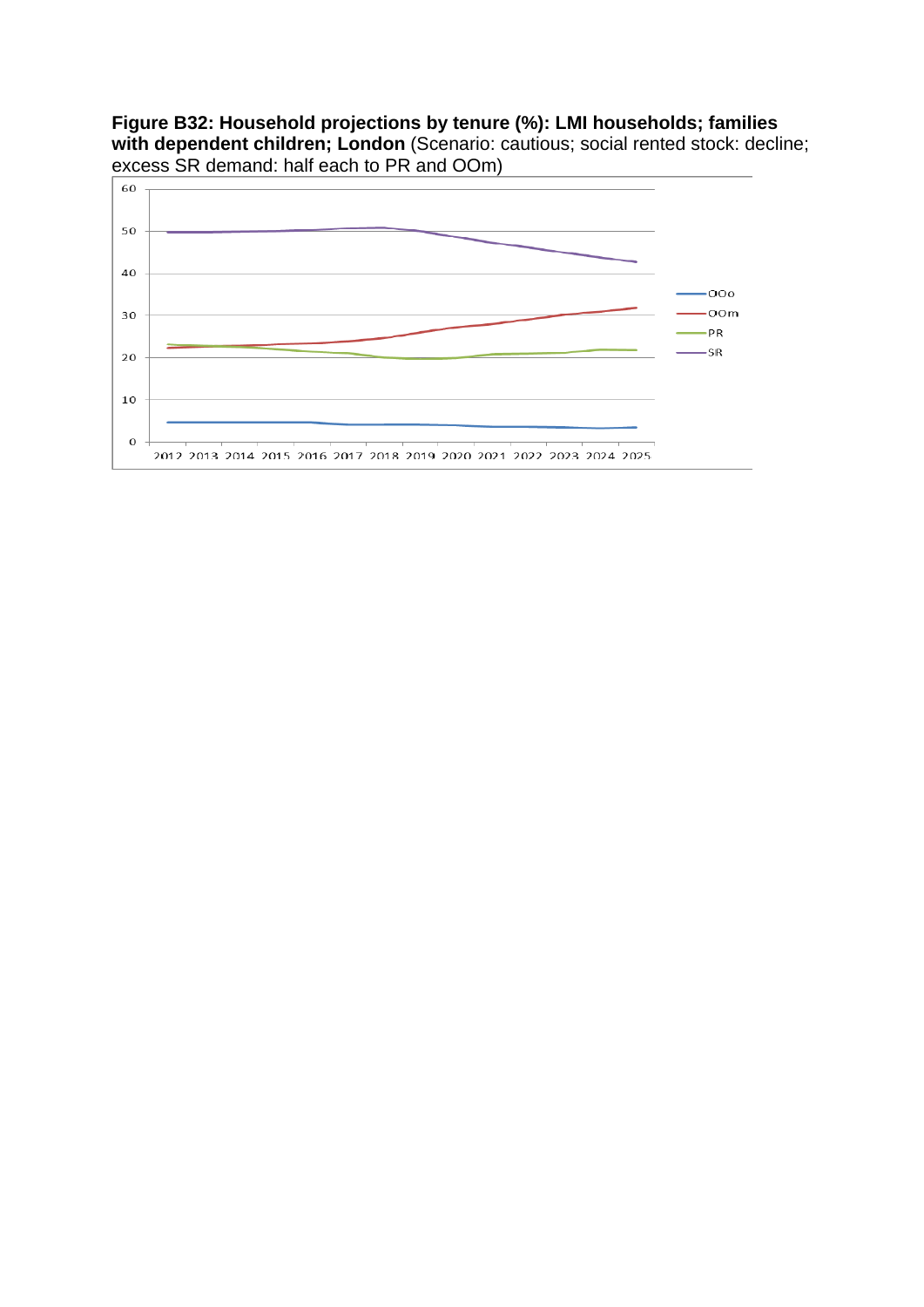**Figure B32: Household projections by tenure (%): LMI households; families with dependent children; London** (Scenario: cautious; social rented stock: decline; excess SR demand: half each to PR and OOm)

60
50
40
30
20
10
0

2012 2013 2014 2015 2016 2017 2018 2019 2020 2021 2022 2023 2024 2025

OOo
OOm
PR
SR